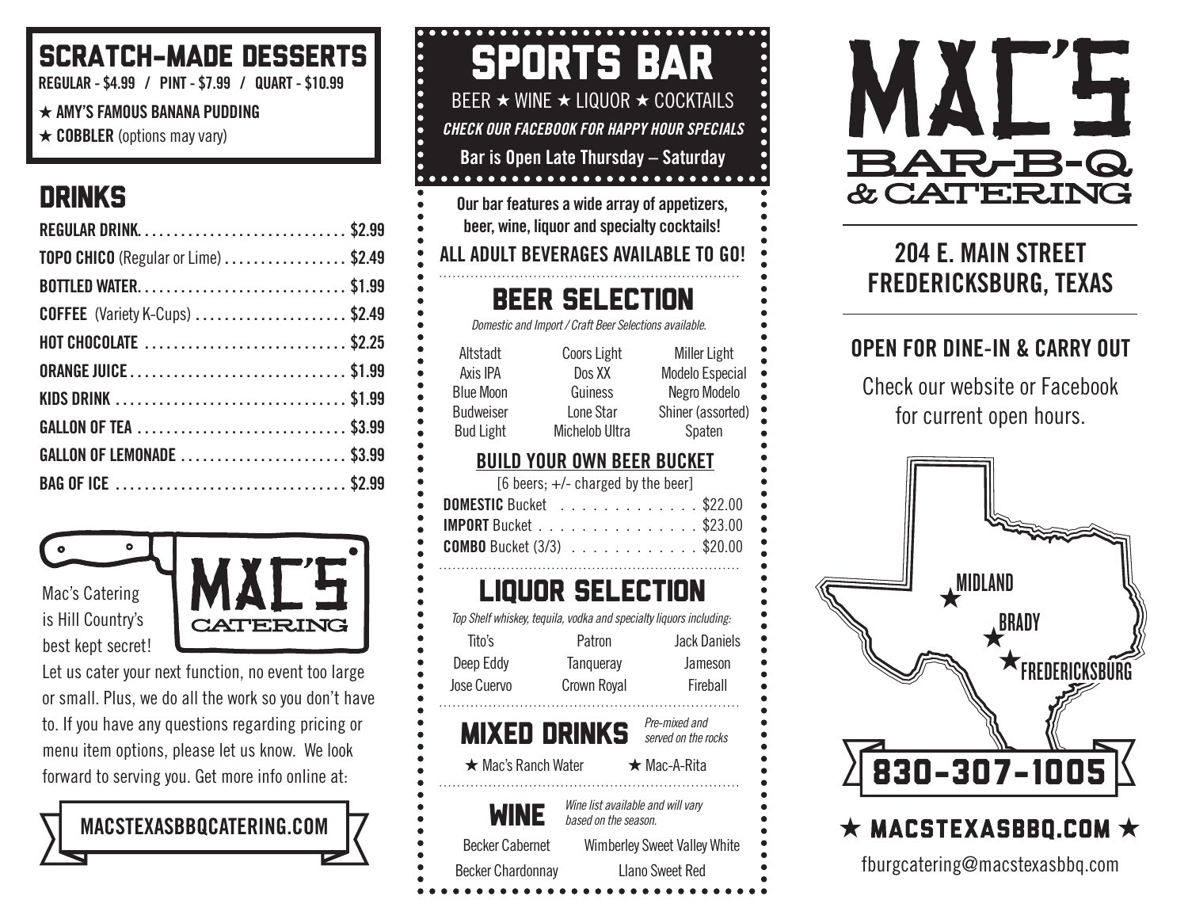## SCRATCH-MADE DESSERTS

**REGULAR - $4.99 / PINT - $7.99 / QUART - $10.99**

★ **AMY'S FAMOUS BANANA PUDDING**

★ **COBBLER** (options may vary)

## DRINKS

| | |
|---|---|
| **REGULAR DRINK** | $2.99 |
| **TOPO CHICO** (Regular or Lime) | $2.49 |
| **BOTTLED WATER** | $1.99 |
| **COFFEE** (Variety K-Cups) | $2.49 |
| **HOT CHOCOLATE** | $2.25 |
| **ORANGE JUICE** | $1.99 |
| **KIDS DRINK** | $1.99 |
| **GALLON OF TEA** | $3.99 |
| **GALLON OF LEMONADE** | $3.99 |
| **BAG OF ICE** | $2.99 |

MAC'S CATERING

Mac's Catering is Hill Country's best kept secret!

Let us cater your next function, no event too large or small. Plus, we do all the work so you don't have to. If you have any questions regarding pricing or menu item options, please let us know. We look forward to serving you. Get more info online at:

**MACSTEXASBBQCATERING.COM**

# SPORTS BAR

BEER ★ WINE ★ LIQUOR ★ COCKTAILS

***CHECK OUR FACEBOOK FOR HAPPY HOUR SPECIALS***

**Bar is Open Late Thursday – Saturday**

**Our bar features a wide array of appetizers, beer, wine, liquor and specialty cocktails!**

**ALL ADULT BEVERAGES AVAILABLE TO GO!**

## BEER SELECTION

*Domestic and Import / Craft Beer Selections available.*

| | | |
|---|---|---|
| Altstadt | Coors Light | Miller Light |
| Axis IPA | Dos XX | Modelo Especial |
| Blue Moon | Guiness | Negro Modelo |
| Budweiser | Lone Star | Shiner (assorted) |
| Bud Light | Michelob Ultra | Spaten |

### BUILD YOUR OWN BEER BUCKET

[6 beers; +/- charged by the beer]

| | |
|---|---|
| **DOMESTIC** Bucket | $22.00 |
| **IMPORT** Bucket | $23.00 |
| **COMBO** Bucket (3/3) | $20.00 |

## LIQUOR SELECTION

*Top Shelf whiskey, tequila, vodka and specialty liquors including:*

| | | |
|---|---|---|
| Tito's | Patron | Jack Daniels |
| Deep Eddy | Tanqueray | Jameson |
| Jose Cuervo | Crown Royal | Fireball |

## MIXED DRINKS

*Pre-mixed and served on the rocks*

★ Mac's Ranch Water ★ Mac-A-Rita

## WINE

*Wine list available and will vary based on the season.*

| | |
|---|---|
| Becker Cabernet | Wimberley Sweet Valley White |
| Becker Chardonnay | Llano Sweet Red |

# MAC'S BAR-B-Q & CATERING

## 204 E. MAIN STREET FREDERICKSBURG, TEXAS

### OPEN FOR DINE-IN & CARRY OUT

Check our website or Facebook for current open hours.

MIDLAND

BRADY

FREDERICKSBURG

**830-307-1005**

★ **MACSTEXASBBQ.COM** ★

fburgcatering@macstexasbbq.com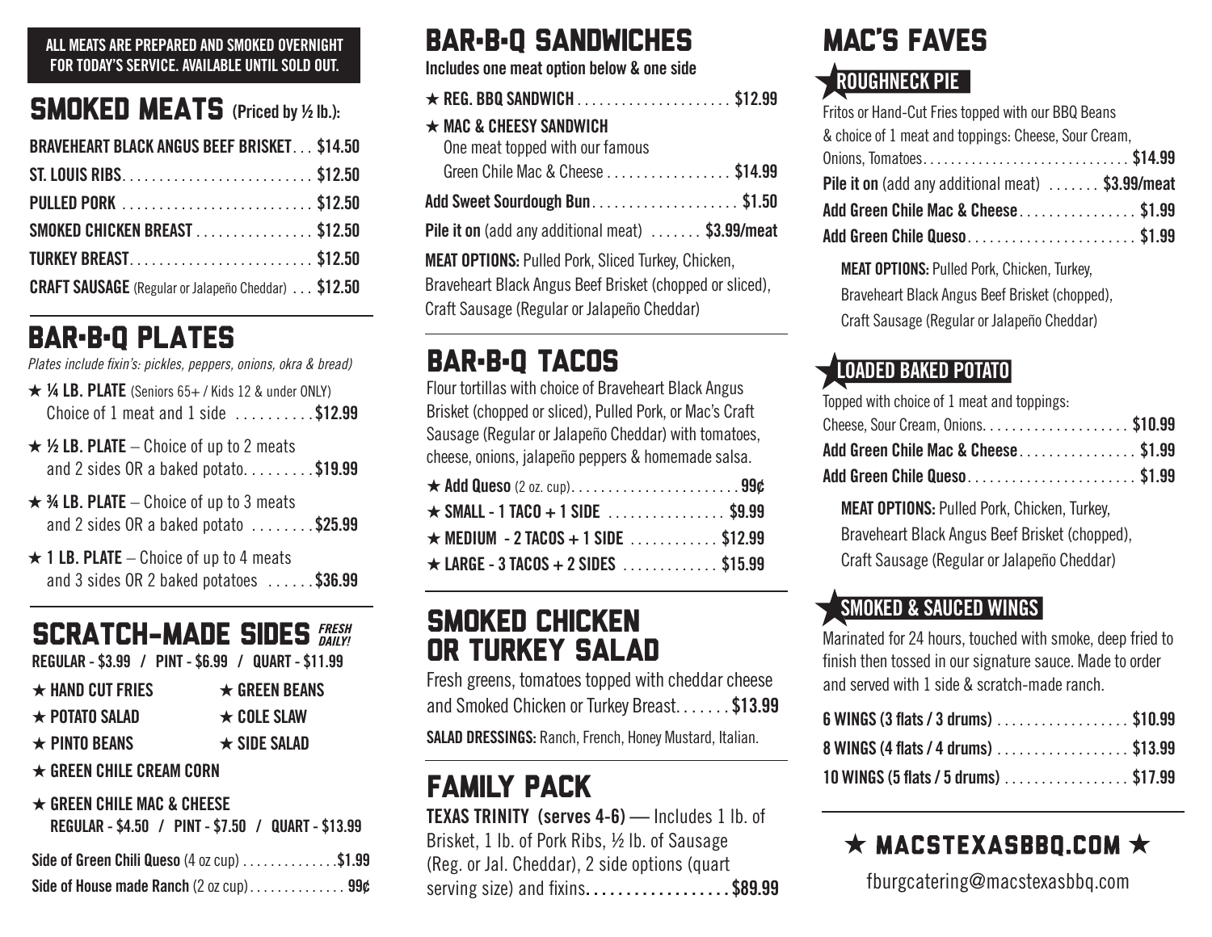**ALL MEATS ARE PREPARED AND SMOKED OVERNIGHT FOR TODAY'S SERVICE. AVAILABLE UNTIL SOLD OUT.**

## SMOKED MEATS (Priced by ½ lb.):

| | |
|---|---|
| **BRAVEHEART BLACK ANGUS BEEF BRISKET** | $14.50 |
| **ST. LOUIS RIBS** | $12.50 |
| **PULLED PORK** | $12.50 |
| **SMOKED CHICKEN BREAST** | $12.50 |
| **TURKEY BREAST** | $12.50 |
| **CRAFT SAUSAGE** (Regular or Jalapeño Cheddar) | $12.50 |

## BAR-B-Q PLATES

*Plates include fixin's: pickles, peppers, onions, okra & bread)*

- ★ **¼ LB. PLATE** (Seniors 65+ / Kids 12 & under ONLY) Choice of 1 meat and 1 side ..........**$12.99**
- ★ **½ LB. PLATE** – Choice of up to 2 meats and 2 sides OR a baked potato..........**$19.99**
- ★ **¾ LB. PLATE** – Choice of up to 3 meats and 2 sides OR a baked potato ..........**$25.99**
- ★ **1 LB. PLATE** – Choice of up to 4 meats and 3 sides OR 2 baked potatoes ..........**$36.99**

## SCRATCH-MADE SIDES *FRESH DAILY!*

**REGULAR - $3.99 / PINT - $6.99 / QUART - $11.99**

- ★ **HAND CUT FRIES**
- ★ **GREEN BEANS**
- ★ **POTATO SALAD**
- ★ **COLE SLAW**
- ★ **PINTO BEANS**
- ★ **SIDE SALAD**
- ★ **GREEN CHILE CREAM CORN**
- ★ **GREEN CHILE MAC & CHEESE**
  **REGULAR - $4.50 / PINT - $7.50 / QUART - $13.99**

**Side of Green Chili Queso** (4 oz cup) ..........**$1.99**

**Side of House made Ranch** (2 oz cup) ..........**99¢**

## BAR-B-Q SANDWICHES

**Includes one meat option below & one side**

- ★ **REG. BBQ SANDWICH** ..........**$12.99**
- ★ **MAC & CHEESY SANDWICH**
  One meat topped with our famous Green Chile Mac & Cheese ..........**$14.99**

**Add Sweet Sourdough Bun** ..........**$1.50**

**Pile it on** (add any additional meat) ..........**$3.99/meat**

**MEAT OPTIONS:** Pulled Pork, Sliced Turkey, Chicken, Braveheart Black Angus Beef Brisket (chopped or sliced), Craft Sausage (Regular or Jalapeño Cheddar)

## BAR-B-Q TACOS

Flour tortillas with choice of Braveheart Black Angus Brisket (chopped or sliced), Pulled Pork, or Mac's Craft Sausage (Regular or Jalapeño Cheddar) with tomatoes, cheese, onions, jalapeño peppers & homemade salsa.

- ★ **Add Queso** (2 oz. cup) ..........**99¢**
- ★ **SMALL - 1 TACO + 1 SIDE** ..........**$9.99**
- ★ **MEDIUM - 2 TACOS + 1 SIDE** ..........**$12.99**
- ★ **LARGE - 3 TACOS + 2 SIDES** ..........**$15.99**

## SMOKED CHICKEN OR TURKEY SALAD

Fresh greens, tomatoes topped with cheddar cheese and Smoked Chicken or Turkey Breast..........**$13.99**

**SALAD DRESSINGS:** Ranch, French, Honey Mustard, Italian.

## FAMILY PACK

**TEXAS TRINITY (serves 4-6)** — Includes 1 lb. of Brisket, 1 lb. of Pork Ribs, ½ lb. of Sausage (Reg. or Jal. Cheddar), 2 side options (quart serving size) and fixins..........**$89.99**

## MAC'S FAVES

### ROUGHNECK PIE

Fritos or Hand-Cut Fries topped with our BBQ Beans & choice of 1 meat and toppings: Cheese, Sour Cream, Onions, Tomatoes..........**$14.99**

**Pile it on** (add any additional meat) ..........**$3.99/meat**

**Add Green Chile Mac & Cheese** ..........**$1.99**

**Add Green Chile Queso** ..........**$1.99**

**MEAT OPTIONS:** Pulled Pork, Chicken, Turkey, Braveheart Black Angus Beef Brisket (chopped), Craft Sausage (Regular or Jalapeño Cheddar)

### LOADED BAKED POTATO

Topped with choice of 1 meat and toppings: Cheese, Sour Cream, Onions..........**$10.99**

**Add Green Chile Mac & Cheese** ..........**$1.99**

**Add Green Chile Queso** ..........**$1.99**

**MEAT OPTIONS:** Pulled Pork, Chicken, Turkey, Braveheart Black Angus Beef Brisket (chopped), Craft Sausage (Regular or Jalapeño Cheddar)

### SMOKED & SAUCED WINGS

Marinated for 24 hours, touched with smoke, deep fried to finish then tossed in our signature sauce. Made to order and served with 1 side & scratch-made ranch.

| | |
|---|---|
| **6 WINGS (3 flats / 3 drums)** | $10.99 |
| **8 WINGS (4 flats / 4 drums)** | $13.99 |
| **10 WINGS (5 flats / 5 drums)** | $17.99 |

★ **MACSTEXASBBQ.COM** ★

fburgcatering@macstexasbbq.com